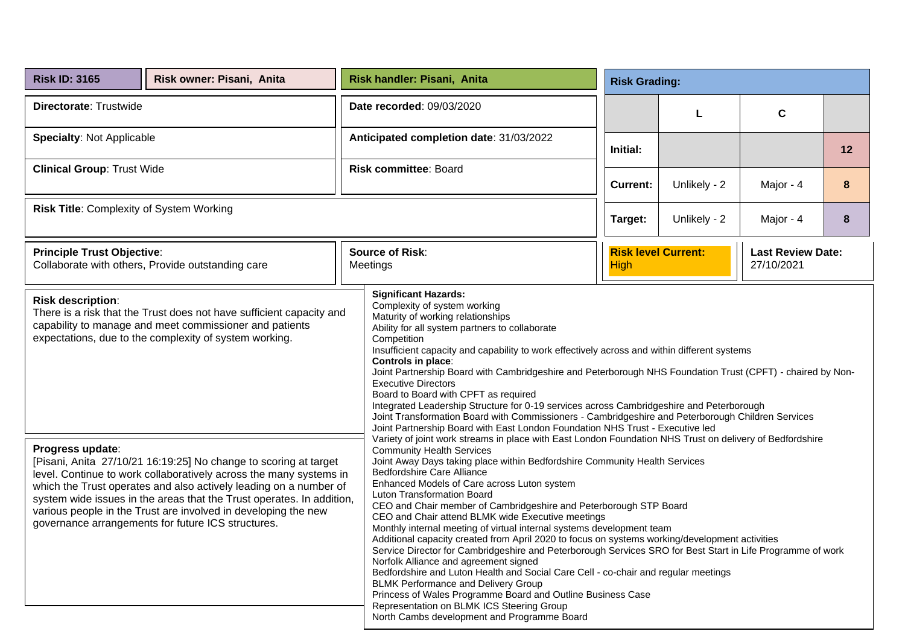**Risk ID: 3165** | **Risk owner: Pisani, Anita** | **Risk handler: Pisani, Anita**

**Directorate**: Trustwide

**Date recorded**: 09/03/2020

**Specialty**: Not Applicable

**Anticipated completion date**: 31/03/2022

**Clinical Group**: Trust Wide

**Risk committee**: Board

**Risk Title**: Complexity of System Working

**Risk Grading:**

| | L | C | |
|---|---|---|---|
| **Initial:** | | | **12** |
| **Current:** | Unlikely - 2 | Major - 4 | **8** |
| **Target:** | Unlikely - 2 | Major - 4 | **8** |

**Principle Trust Objective**:
Collaborate with others, Provide outstanding care

**Source of Risk**:
Meetings

**Risk level Current:**
High

**Last Review Date:**
27/10/2021

**Risk description**:
There is a risk that the Trust does not have sufficient capacity and capability to manage and meet commissioner and patients expectations, due to the complexity of system working.

**Progress update**:
[Pisani, Anita 27/10/21 16:19:25] No change to scoring at target level. Continue to work collaboratively across the many systems in which the Trust operates and also actively leading on a number of system wide issues in the areas that the Trust operates. In addition, various people in the Trust are involved in developing the new governance arrangements for future ICS structures.

**Significant Hazards:**
Complexity of system working
Maturity of working relationships
Ability for all system partners to collaborate
Competition
Insufficient capacity and capability to work effectively across and within different systems

**Controls in place**:
Joint Partnership Board with Cambridgeshire and Peterborough NHS Foundation Trust (CPFT) - chaired by Non-Executive Directors
Board to Board with CPFT as required
Integrated Leadership Structure for 0-19 services across Cambridgeshire and Peterborough
Joint Transformation Board with Commissioners - Cambridgeshire and Peterborough Children Services
Joint Partnership Board with East London Foundation NHS Trust - Executive led
Variety of joint work streams in place with East London Foundation NHS Trust on delivery of Bedfordshire Community Health Services
Joint Away Days taking place within Bedfordshire Community Health Services
Bedfordshire Care Alliance
Enhanced Models of Care across Luton system
Luton Transformation Board
CEO and Chair member of Cambridgeshire and Peterborough STP Board
CEO and Chair attend BLMK wide Executive meetings
Monthly internal meeting of virtual internal systems development team
Additional capacity created from April 2020 to focus on systems working/development activities
Service Director for Cambridgeshire and Peterborough Services SRO for Best Start in Life Programme of work
Norfolk Alliance and agreement signed
Bedfordshire and Luton Health and Social Care Cell - co-chair and regular meetings
BLMK Performance and Delivery Group
Princess of Wales Programme Board and Outline Business Case
Representation on BLMK ICS Steering Group
North Cambs development and Programme Board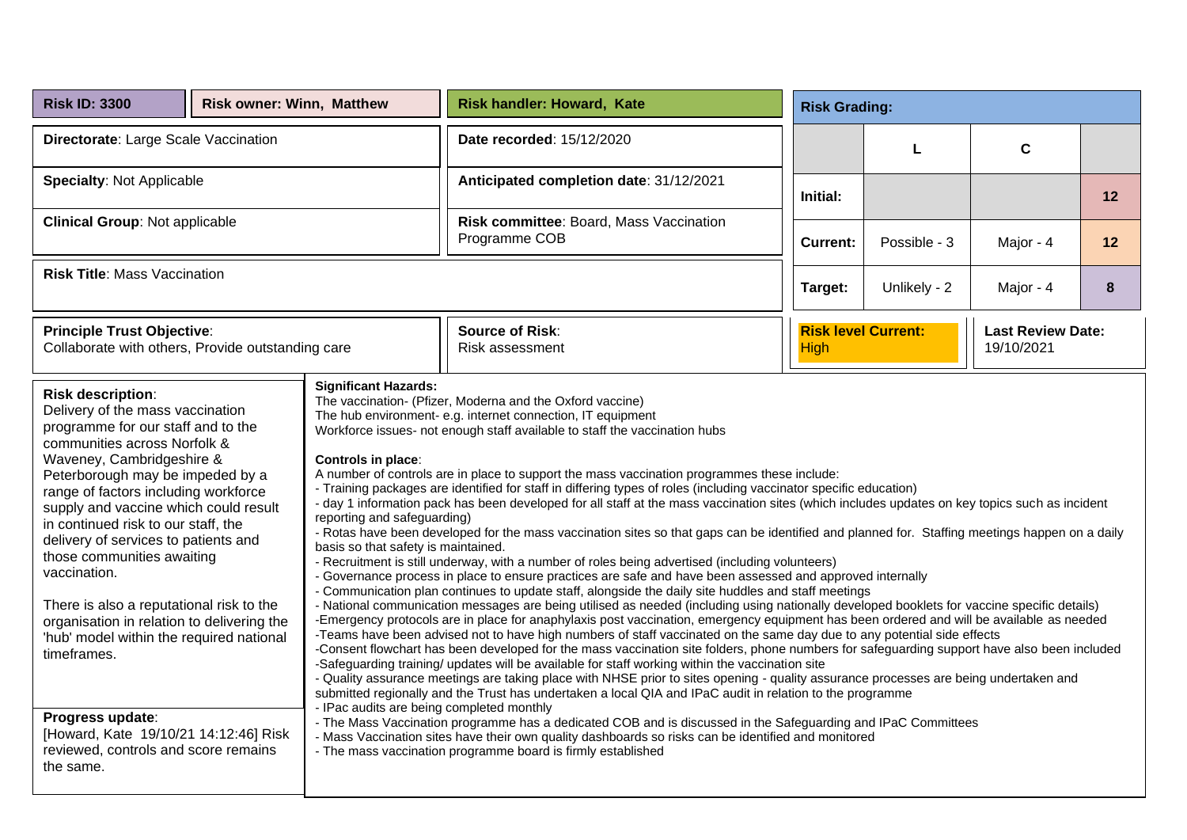| **Risk ID: 3300** | **Risk owner: Winn, Matthew** | **Risk handler: Howard, Kate** |
|---|---|---|
| **Directorate**: Large Scale Vaccination | | **Date recorded**: 15/12/2020 |
| **Specialty**: Not Applicable | | **Anticipated completion date**: 31/12/2021 |
| **Clinical Group**: Not applicable | | **Risk committee**: Board, Mass Vaccination Programme COB |
| **Risk Title**: Mass Vaccination | | |
| **Principle Trust Objective**: Collaborate with others, Provide outstanding care | | **Source of Risk**: Risk assessment |

**Risk Grading:**

| | L | C | |
|---|---|---|---|
| **Initial:** | | | 12 |
| **Current:** | Possible - 3 | Major - 4 | 12 |
| **Target:** | Unlikely - 2 | Major - 4 | 8 |

| **Risk level Current:** | **Last Review Date:** |
|---|---|
| High | 19/10/2021 |

**Risk description**:
Delivery of the mass vaccination programme for our staff and to the communities across Norfolk & Waveney, Cambridgeshire & Peterborough may be impeded by a range of factors including workforce supply and vaccine which could result in continued risk to our staff, the delivery of services to patients and those communities awaiting vaccination.

There is also a reputational risk to the organisation in relation to delivering the 'hub' model within the required national timeframes.

**Progress update**:
[Howard, Kate 19/10/21 14:12:46] Risk reviewed, controls and score remains the same.

**Significant Hazards:**
The vaccination- (Pfizer, Moderna and the Oxford vaccine)
The hub environment- e.g. internet connection, IT equipment
Workforce issues- not enough staff available to staff the vaccination hubs

**Controls in place**:
A number of controls are in place to support the mass vaccination programmes these include:
- Training packages are identified for staff in differing types of roles (including vaccinator specific education)
- day 1 information pack has been developed for all staff at the mass vaccination sites (which includes updates on key topics such as incident reporting and safeguarding)
- Rotas have been developed for the mass vaccination sites so that gaps can be identified and planned for. Staffing meetings happen on a daily basis so that safety is maintained.
- Recruitment is still underway, with a number of roles being advertised (including volunteers)
- Governance process in place to ensure practices are safe and have been assessed and approved internally
- Communication plan continues to update staff, alongside the daily site huddles and staff meetings
- National communication messages are being utilised as needed (including using nationally developed booklets for vaccine specific details)
-Emergency protocols are in place for anaphylaxis post vaccination, emergency equipment has been ordered and will be available as needed
-Teams have been advised not to have high numbers of staff vaccinated on the same day due to any potential side effects
-Consent flowchart has been developed for the mass vaccination site folders, phone numbers for safeguarding support have also been included
-Safeguarding training/ updates will be available for staff working within the vaccination site
- Quality assurance meetings are taking place with NHSE prior to sites opening - quality assurance processes are being undertaken and submitted regionally and the Trust has undertaken a local QIA and IPaC audit in relation to the programme
- IPac audits are being completed monthly
- The Mass Vaccination programme has a dedicated COB and is discussed in the Safeguarding and IPaC Committees
- Mass Vaccination sites have their own quality dashboards so risks can be identified and monitored
- The mass vaccination programme board is firmly established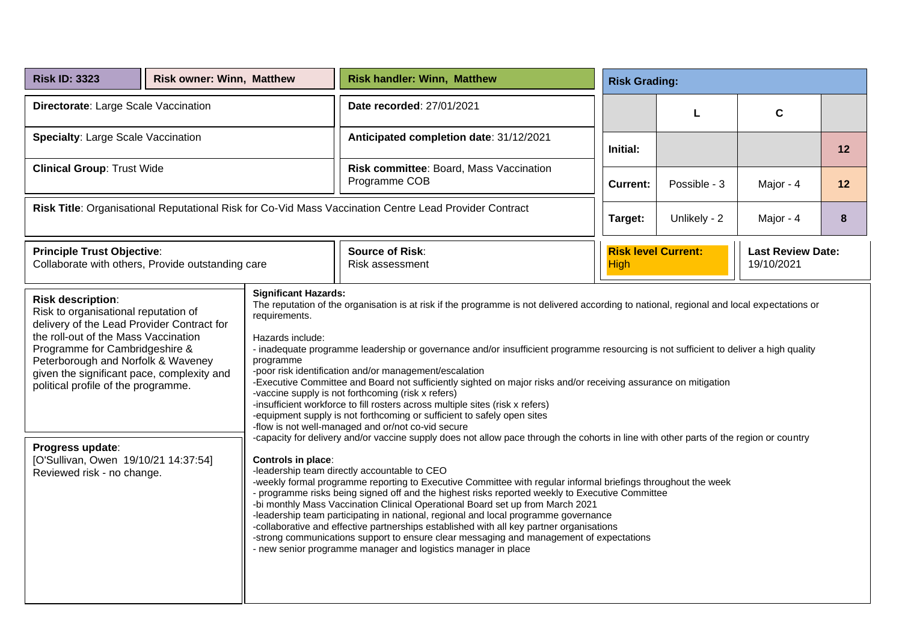| **Risk ID: 3323** | **Risk owner: Winn, Matthew** | **Risk handler: Winn, Matthew** |
|---|---|---|
| **Directorate**: Large Scale Vaccination | | **Date recorded**: 27/01/2021 |
| **Specialty**: Large Scale Vaccination | | **Anticipated completion date**: 31/12/2021 |
| **Clinical Group**: Trust Wide | | **Risk committee**: Board, Mass Vaccination Programme COB |

**Risk Title**: Organisational Reputational Risk for Co-Vid Mass Vaccination Centre Lead Provider Contract

| **Risk Grading:** | | | |
|---|---|---|---|
| | **L** | **C** | |
| **Initial:** | | | **12** |
| **Current:** | Possible - 3 | Major - 4 | **12** |
| **Target:** | Unlikely - 2 | Major - 4 | **8** |

| **Principle Trust Objective**: | **Source of Risk**: | **Risk level Current:** | **Last Review Date:** |
|---|---|---|---|
| Collaborate with others, Provide outstanding care | Risk assessment | High | 19/10/2021 |

**Risk description**:
Risk to organisational reputation of delivery of the Lead Provider Contract for the roll-out of the Mass Vaccination Programme for Cambridgeshire & Peterborough and Norfolk & Waveney given the significant pace, complexity and political profile of the programme.

**Progress update**:
[O'Sullivan, Owen 19/10/21 14:37:54]
Reviewed risk - no change.

**Significant Hazards:**
The reputation of the organisation is at risk if the programme is not delivered according to national, regional and local expectations or requirements.

Hazards include:
- inadequate programme leadership or governance and/or insufficient programme resourcing is not sufficient to deliver a high quality programme
-poor risk identification and/or management/escalation
-Executive Committee and Board not sufficiently sighted on major risks and/or receiving assurance on mitigation
-vaccine supply is not forthcoming (risk x refers)
-insufficient workforce to fill rosters across multiple sites (risk x refers)
-equipment supply is not forthcoming or sufficient to safely open sites
-flow is not well-managed and or/not co-vid secure
-capacity for delivery and/or vaccine supply does not allow pace through the cohorts in line with other parts of the region or country

**Controls in place**:
-leadership team directly accountable to CEO
-weekly formal programme reporting to Executive Committee with regular informal briefings throughout the week
- programme risks being signed off and the highest risks reported weekly to Executive Committee
-bi monthly Mass Vaccination Clinical Operational Board set up from March 2021
-leadership team participating in national, regional and local programme governance
-collaborative and effective partnerships established with all key partner organisations
-strong communications support to ensure clear messaging and management of expectations
- new senior programme manager and logistics manager in place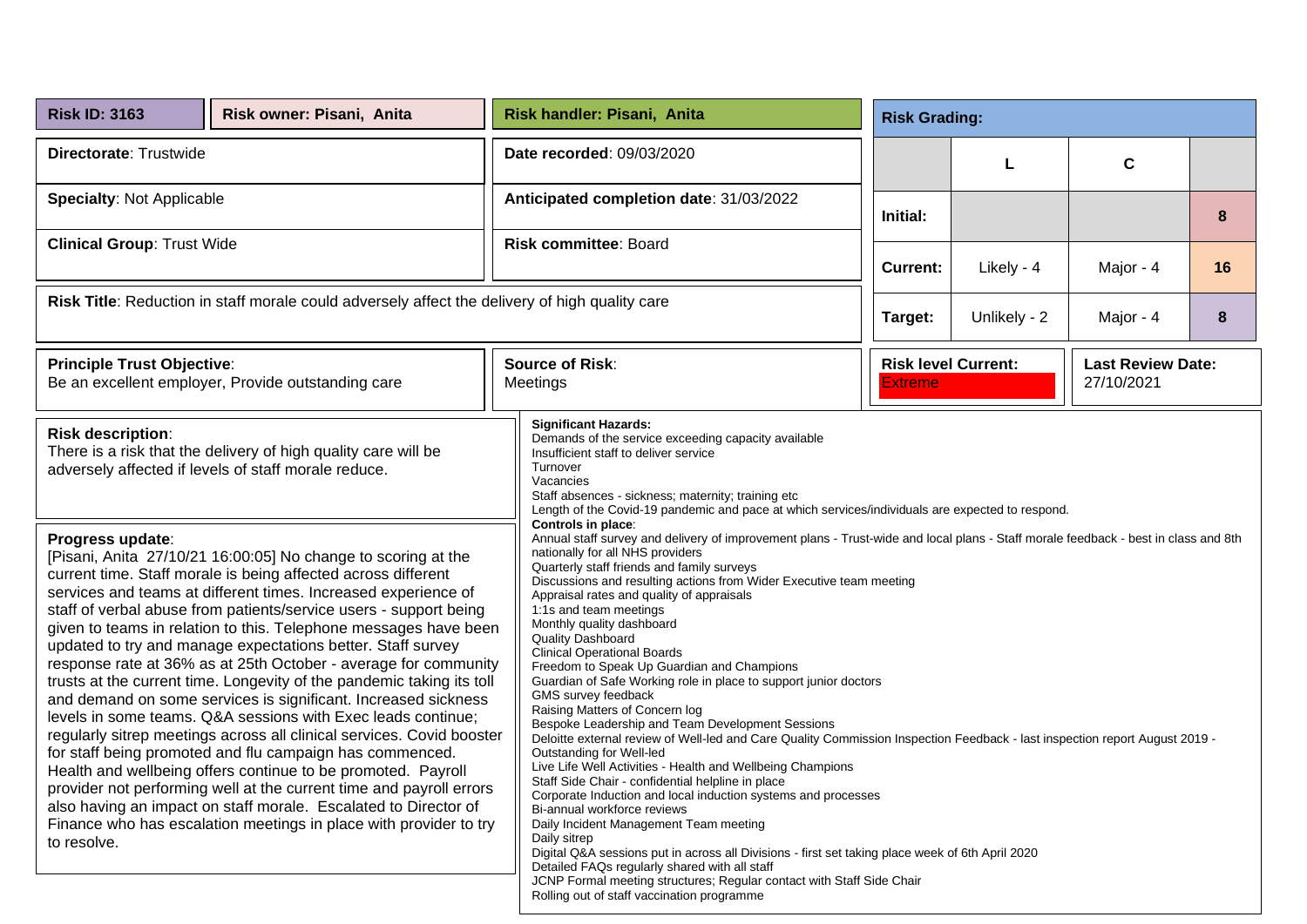| **Risk ID: 3163** | **Risk owner: Pisani, Anita** | **Risk handler: Pisani, Anita** |
|---|---|---|
| **Directorate**: Trustwide | | **Date recorded**: 09/03/2020 |
| **Specialty**: Not Applicable | | **Anticipated completion date**: 31/03/2022 |
| **Clinical Group**: Trust Wide | | **Risk committee**: Board |

**Risk Grading:**

| | L | C | |
|---|---|---|---|
| **Initial:** | | | 8 |
| **Current:** | Likely - 4 | Major - 4 | 16 |
| **Target:** | Unlikely - 2 | Major - 4 | 8 |

**Risk Title**: Reduction in staff morale could adversely affect the delivery of high quality care

| **Principle Trust Objective**: Be an excellent employer, Provide outstanding care | **Source of Risk**: Meetings | **Risk level Current:** Extreme | **Last Review Date:** 27/10/2021 |
|---|---|---|---|

**Risk description**:
There is a risk that the delivery of high quality care will be adversely affected if levels of staff morale reduce.

**Progress update**:
[Pisani, Anita 27/10/21 16:00:05] No change to scoring at the current time. Staff morale is being affected across different services and teams at different times. Increased experience of staff of verbal abuse from patients/service users - support being given to teams in relation to this. Telephone messages have been updated to try and manage expectations better. Staff survey response rate at 36% as at 25th October - average for community trusts at the current time. Longevity of the pandemic taking its toll and demand on some services is significant. Increased sickness levels in some teams. Q&A sessions with Exec leads continue; regularly sitrep meetings across all clinical services. Covid booster for staff being promoted and flu campaign has commenced. Health and wellbeing offers continue to be promoted. Payroll provider not performing well at the current time and payroll errors also having an impact on staff morale. Escalated to Director of Finance who has escalation meetings in place with provider to try to resolve.

**Significant Hazards:**
Demands of the service exceeding capacity available
Insufficient staff to deliver service
Turnover
Vacancies
Staff absences - sickness; maternity; training etc
Length of the Covid-19 pandemic and pace at which services/individuals are expected to respond.

**Controls in place**:
Annual staff survey and delivery of improvement plans - Trust-wide and local plans - Staff morale feedback - best in class and 8th nationally for all NHS providers
Quarterly staff friends and family surveys
Discussions and resulting actions from Wider Executive team meeting
Appraisal rates and quality of appraisals
1:1s and team meetings
Monthly quality dashboard
Quality Dashboard
Clinical Operational Boards
Freedom to Speak Up Guardian and Champions
Guardian of Safe Working role in place to support junior doctors
GMS survey feedback
Raising Matters of Concern log
Bespoke Leadership and Team Development Sessions
Deloitte external review of Well-led and Care Quality Commission Inspection Feedback - last inspection report August 2019 - Outstanding for Well-led
Live Life Well Activities - Health and Wellbeing Champions
Staff Side Chair - confidential helpline in place
Corporate Induction and local induction systems and processes
Bi-annual workforce reviews
Daily Incident Management Team meeting
Daily sitrep
Digital Q&A sessions put in across all Divisions - first set taking place week of 6th April 2020
Detailed FAQs regularly shared with all staff
JCNP Formal meeting structures; Regular contact with Staff Side Chair
Rolling out of staff vaccination programme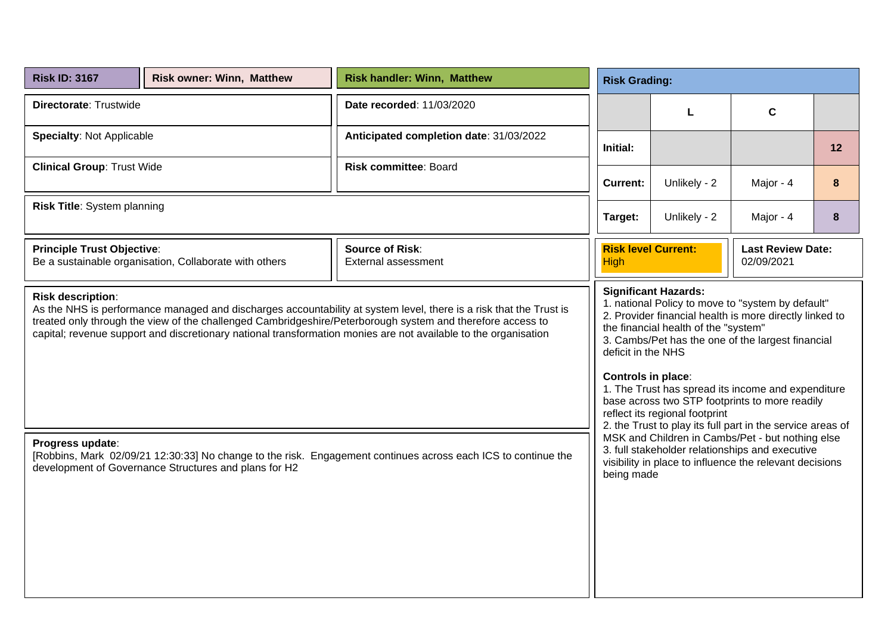**Risk ID: 3167** | **Risk owner: Winn, Matthew** | **Risk handler: Winn, Matthew**

**Directorate**: Trustwide

**Date recorded**: 11/03/2020

**Specialty**: Not Applicable

**Anticipated completion date**: 31/03/2022

**Clinical Group**: Trust Wide

**Risk committee**: Board

**Risk Title**: System planning

**Risk Grading:**

| | L | C | |
|---|---|---|---|
| **Initial:** | | | 12 |
| **Current:** | Unlikely - 2 | Major - 4 | 8 |
| **Target:** | Unlikely - 2 | Major - 4 | 8 |

**Principle Trust Objective**:
Be a sustainable organisation, Collaborate with others

**Source of Risk**:
External assessment

**Risk level Current:**
High

**Last Review Date:**
02/09/2021

**Risk description**:
As the NHS is performance managed and discharges accountability at system level, there is a risk that the Trust is treated only through the view of the challenged Cambridgeshire/Peterborough system and therefore access to capital; revenue support and discretionary national transformation monies are not available to the organisation

**Progress update**:
[Robbins, Mark 02/09/21 12:30:33] No change to the risk. Engagement continues across each ICS to continue the development of Governance Structures and plans for H2

**Significant Hazards:**
1. national Policy to move to "system by default"
2. Provider financial health is more directly linked to the financial health of the "system"
3. Cambs/Pet has the one of the largest financial deficit in the NHS

**Controls in place**:
1. The Trust has spread its income and expenditure base across two STP footprints to more readily reflect its regional footprint
2. the Trust to play its full part in the service areas of MSK and Children in Cambs/Pet - but nothing else
3. full stakeholder relationships and executive visibility in place to influence the relevant decisions being made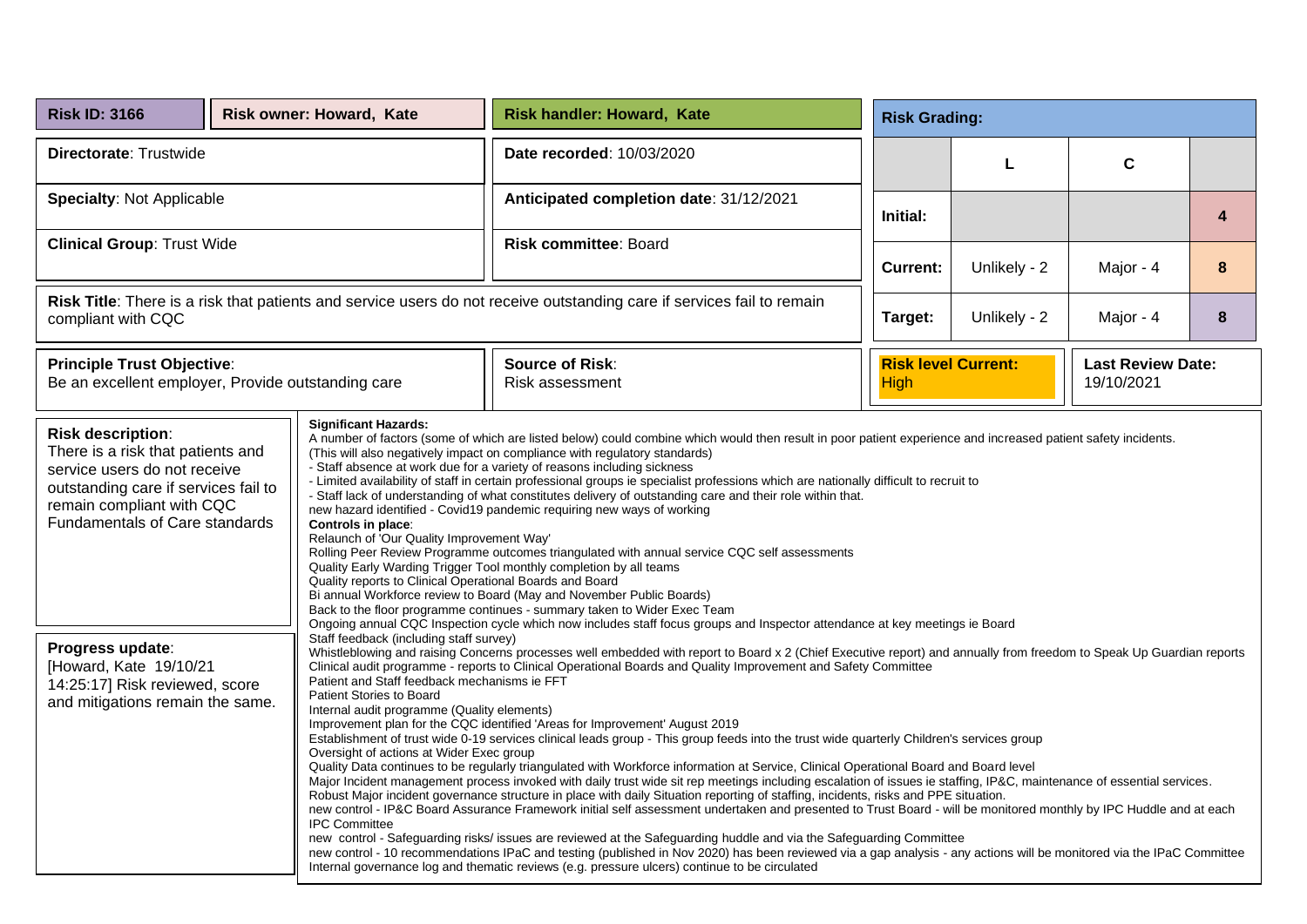| Risk ID: 3166 | Risk owner: Howard, Kate | Risk handler: Howard, Kate |
|---|---|---|
| **Directorate**: Trustwide | | **Date recorded**: 10/03/2020 |
| **Specialty**: Not Applicable | | **Anticipated completion date**: 31/12/2021 |
| **Clinical Group**: Trust Wide | | **Risk committee**: Board |

**Risk Grading:**

| | L | C | |
|---|---|---|---|
| **Initial:** | | | 4 |
| **Current:** | Unlikely - 2 | Major - 4 | 8 |
| **Target:** | Unlikely - 2 | Major - 4 | 8 |

**Risk Title**: There is a risk that patients and service users do not receive outstanding care if services fail to remain compliant with CQC

| **Principle Trust Objective**: | **Source of Risk**: | **Risk level Current**: | **Last Review Date**: |
|---|---|---|---|
| Be an excellent employer, Provide outstanding care | Risk assessment | High | 19/10/2021 |

**Risk description**:
There is a risk that patients and service users do not receive outstanding care if services fail to remain compliant with CQC Fundamentals of Care standards

**Progress update**:
[Howard, Kate 19/10/21 14:25:17] Risk reviewed, score and mitigations remain the same.

**Significant Hazards:**
A number of factors (some of which are listed below) could combine which would then result in poor patient experience and increased patient safety incidents.
(This will also negatively impact on compliance with regulatory standards)
- Staff absence at work due for a variety of reasons including sickness
- Limited availability of staff in certain professional groups ie specialist professions which are nationally difficult to recruit to
- Staff lack of understanding of what constitutes delivery of outstanding care and their role within that.
new hazard identified - Covid19 pandemic requiring new ways of working

**Controls in place**:
Relaunch of 'Our Quality Improvement Way'
Rolling Peer Review Programme outcomes triangulated with annual service CQC self assessments
Quality Early Warding Trigger Tool monthly completion by all teams
Quality reports to Clinical Operational Boards and Board
Bi annual Workforce review to Board (May and November Public Boards)
Back to the floor programme continues - summary taken to Wider Exec Team
Ongoing annual CQC Inspection cycle which now includes staff focus groups and Inspector attendance at key meetings ie Board
Staff feedback (including staff survey)
Whistleblowing and raising Concerns processes well embedded with report to Board x 2 (Chief Executive report) and annually from freedom to Speak Up Guardian reports
Clinical audit programme - reports to Clinical Operational Boards and Quality Improvement and Safety Committee
Patient and Staff feedback mechanisms ie FFT
Patient Stories to Board
Internal audit programme (Quality elements)
Improvement plan for the CQC identified 'Areas for Improvement' August 2019
Establishment of trust wide 0-19 services clinical leads group - This group feeds into the trust wide quarterly Children's services group
Oversight of actions at Wider Exec group
Quality Data continues to be regularly triangulated with Workforce information at Service, Clinical Operational Board and Board level
Major Incident management process invoked with daily trust wide sit rep meetings including escalation of issues ie staffing, IP&C, maintenance of essential services.
Robust Major incident governance structure in place with daily Situation reporting of staffing, incidents, risks and PPE situation.
new control - IP&C Board Assurance Framework initial self assessment undertaken and presented to Trust Board - will be monitored monthly by IPC Huddle and at each IPC Committee
new control - Safeguarding risks/ issues are reviewed at the Safeguarding huddle and via the Safeguarding Committee
new control - 10 recommendations IPaC and testing (published in Nov 2020) has been reviewed via a gap analysis - any actions will be monitored via the IPaC Committee
Internal governance log and thematic reviews (e.g. pressure ulcers) continue to be circulated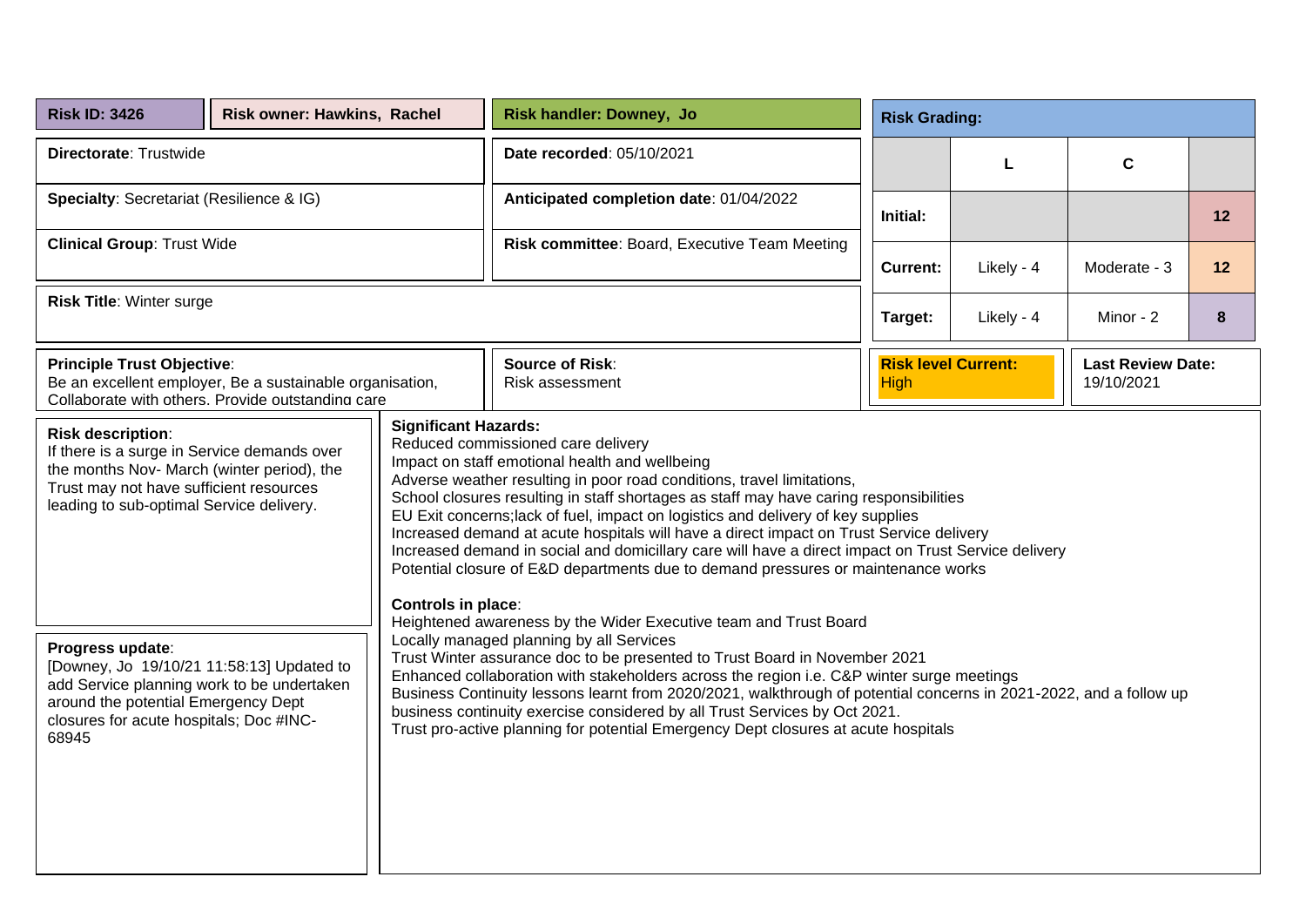| **Risk ID: 3426** | **Risk owner: Hawkins, Rachel** | **Risk handler: Downey, Jo** |
|---|---|---|

**Directorate**: Trustwide

**Date recorded**: 05/10/2021

**Specialty**: Secretariat (Resilience & IG)

**Anticipated completion date**: 01/04/2022

**Clinical Group**: Trust Wide

**Risk committee**: Board, Executive Team Meeting

**Risk Title**: Winter surge

**Risk Grading:**

| | L | C | |
|---|---|---|---|
| **Initial:** | | | **12** |
| **Current:** | Likely - 4 | Moderate - 3 | **12** |
| **Target:** | Likely - 4 | Minor - 2 | **8** |

**Principle Trust Objective**:
Be an excellent employer, Be a sustainable organisation, Collaborate with others, Provide outstanding care

**Source of Risk**:
Risk assessment

**Risk level Current:** High

**Last Review Date:** 19/10/2021

**Risk description**:
If there is a surge in Service demands over the months Nov- March (winter period), the Trust may not have sufficient resources leading to sub-optimal Service delivery.

**Progress update**:
[Downey, Jo 19/10/21 11:58:13] Updated to add Service planning work to be undertaken around the potential Emergency Dept closures for acute hospitals; Doc #INC-68945

**Significant Hazards:**
Reduced commissioned care delivery
Impact on staff emotional health and wellbeing
Adverse weather resulting in poor road conditions, travel limitations,
School closures resulting in staff shortages as staff may have caring responsibilities
EU Exit concerns;lack of fuel, impact on logistics and delivery of key supplies
Increased demand at acute hospitals will have a direct impact on Trust Service delivery
Increased demand in social and domicillary care will have a direct impact on Trust Service delivery
Potential closure of E&D departments due to demand pressures or maintenance works

**Controls in place**:
Heightened awareness by the Wider Executive team and Trust Board
Locally managed planning by all Services
Trust Winter assurance doc to be presented to Trust Board in November 2021
Enhanced collaboration with stakeholders across the region i.e. C&P winter surge meetings
Business Continuity lessons learnt from 2020/2021, walkthrough of potential concerns in 2021-2022, and a follow up business continuity exercise considered by all Trust Services by Oct 2021.
Trust pro-active planning for potential Emergency Dept closures at acute hospitals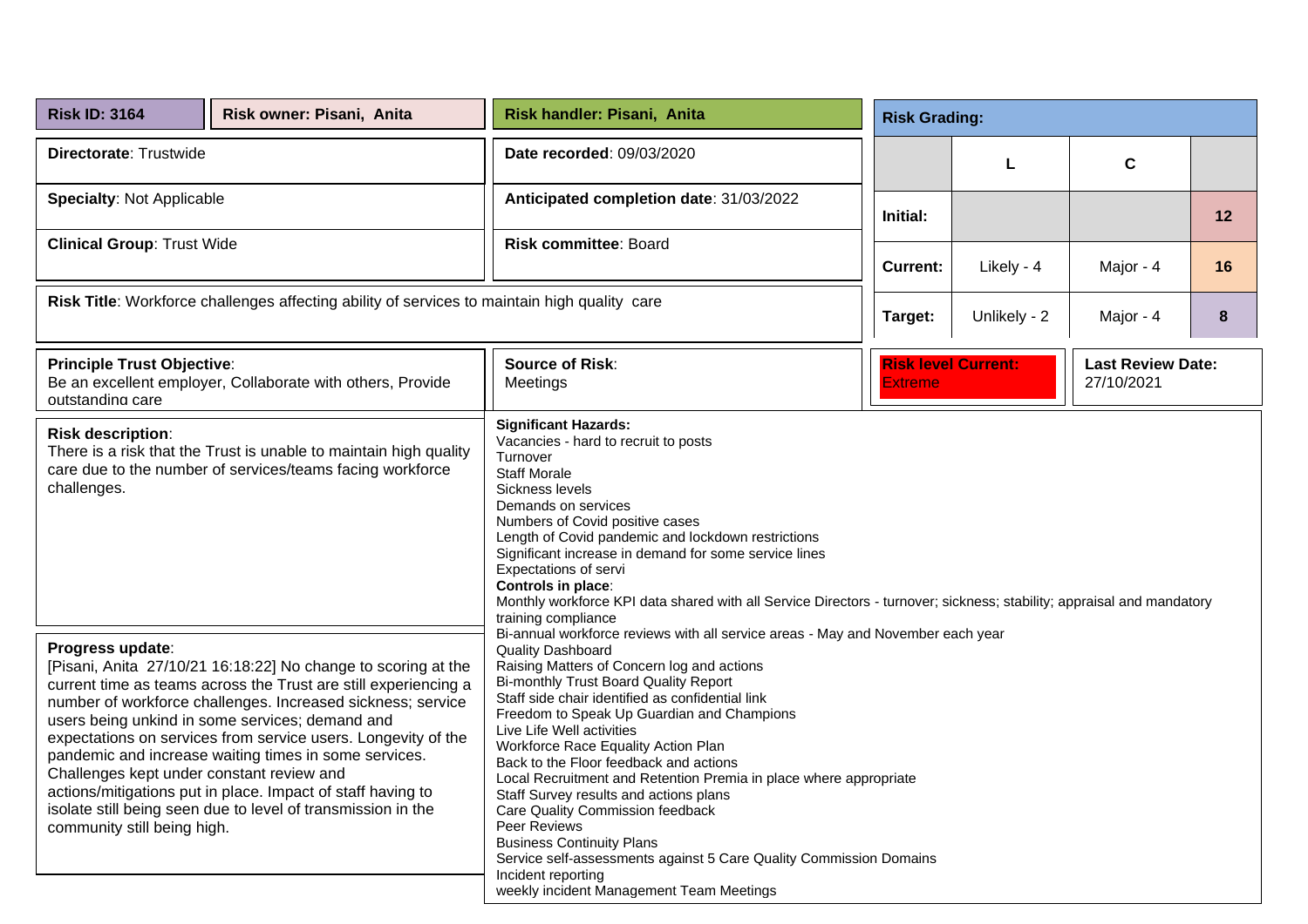**Risk ID: 3164** | **Risk owner: Pisani, Anita** | **Risk handler: Pisani, Anita**

**Directorate**: Trustwide

**Date recorded**: 09/03/2020

**Specialty**: Not Applicable

**Anticipated completion date**: 31/03/2022

**Clinical Group**: Trust Wide

**Risk committee**: Board

**Risk Title**: Workforce challenges affecting ability of services to maintain high quality care

**Risk Grading:**

| | L | C | |
|---|---|---|---|
| **Initial:** | | | 12 |
| **Current:** | Likely - 4 | Major - 4 | 16 |
| **Target:** | Unlikely - 2 | Major - 4 | 8 |

**Principle Trust Objective**:
Be an excellent employer, Collaborate with others, Provide outstanding care

**Source of Risk**:
Meetings

**Risk level Current:**
Extreme

**Last Review Date:**
27/10/2021

**Risk description**:
There is a risk that the Trust is unable to maintain high quality care due to the number of services/teams facing workforce challenges.

**Significant Hazards:**
Vacancies - hard to recruit to posts
Turnover
Staff Morale
Sickness levels
Demands on services
Numbers of Covid positive cases
Length of Covid pandemic and lockdown restrictions
Significant increase in demand for some service lines
Expectations of servi

**Controls in place**:
Monthly workforce KPI data shared with all Service Directors - turnover; sickness; stability; appraisal and mandatory training compliance
Bi-annual workforce reviews with all service areas - May and November each year
Quality Dashboard
Raising Matters of Concern log and actions
Bi-monthly Trust Board Quality Report
Staff side chair identified as confidential link
Freedom to Speak Up Guardian and Champions
Live Life Well activities
Workforce Race Equality Action Plan
Back to the Floor feedback and actions
Local Recruitment and Retention Premia in place where appropriate
Staff Survey results and actions plans
Care Quality Commission feedback
Peer Reviews
Business Continuity Plans
Service self-assessments against 5 Care Quality Commission Domains
Incident reporting
weekly incident Management Team Meetings

**Progress update**:
[Pisani, Anita 27/10/21 16:18:22] No change to scoring at the current time as teams across the Trust are still experiencing a number of workforce challenges. Increased sickness; service users being unkind in some services; demand and expectations on services from service users. Longevity of the pandemic and increase waiting times in some services. Challenges kept under constant review and actions/mitigations put in place. Impact of staff having to isolate still being seen due to level of transmission in the community still being high.